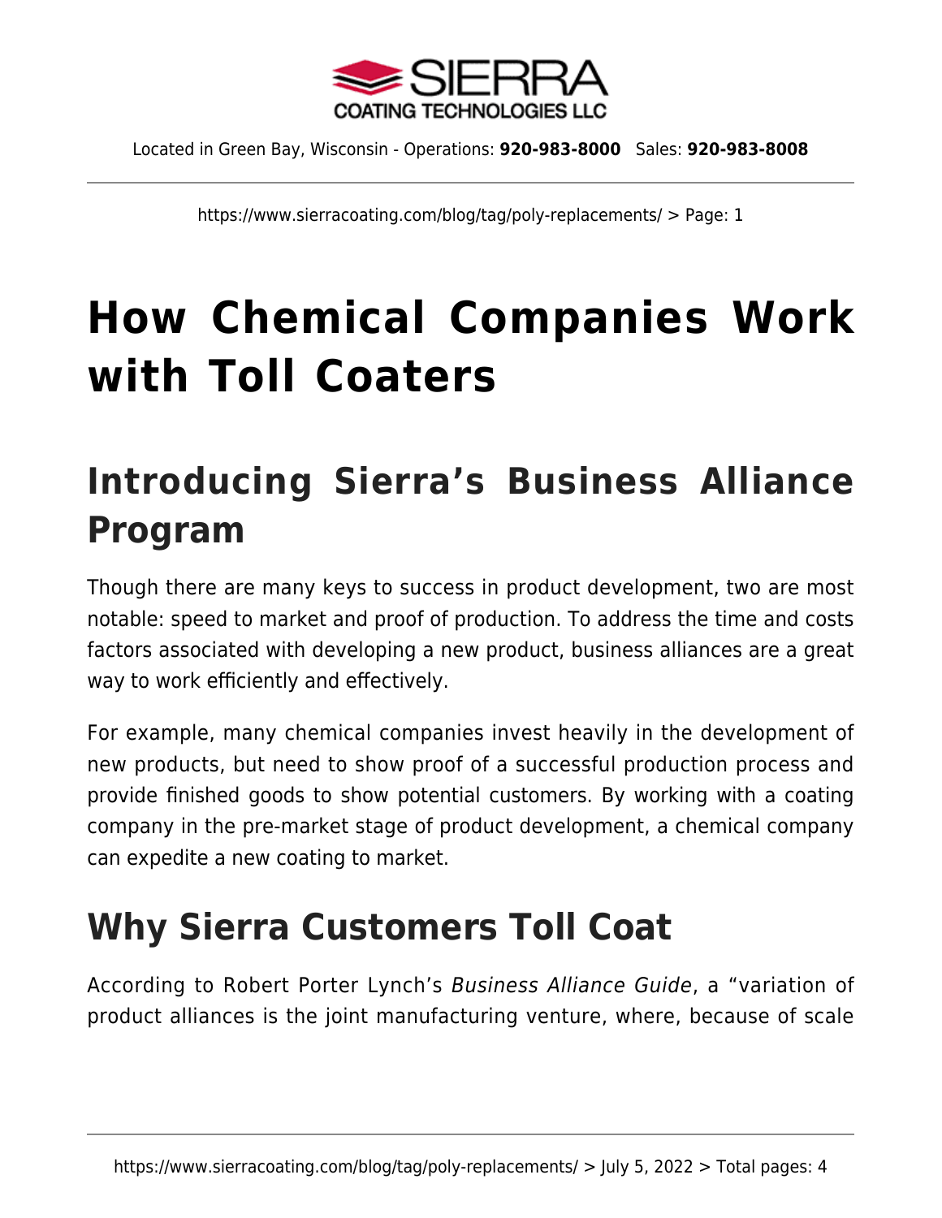# How Chemical Companies Work with Toll Coaters

## Introducing Sierra's Business Alliance Program

Though there are many keys to success in product development, two are most notable: speed to market and proof of production. To address the time and costs factors associated with developing a new product, business alliances are a great way to work efficiently and effectively.

For example, many chemical companies invest heavily in the development of new products, but need to show proof of a successful production process and provide finished goods to show potential customers. By working with a coating company in the pre-market stage of product development, a chemical company can expedite a new coating to market.

## Why Sierra Customers Toll Coat

According to Robert Porter Lynch's *Business Alliance Guide*, a "variation of product alliances is the joint manufacturing venture, where, because of scale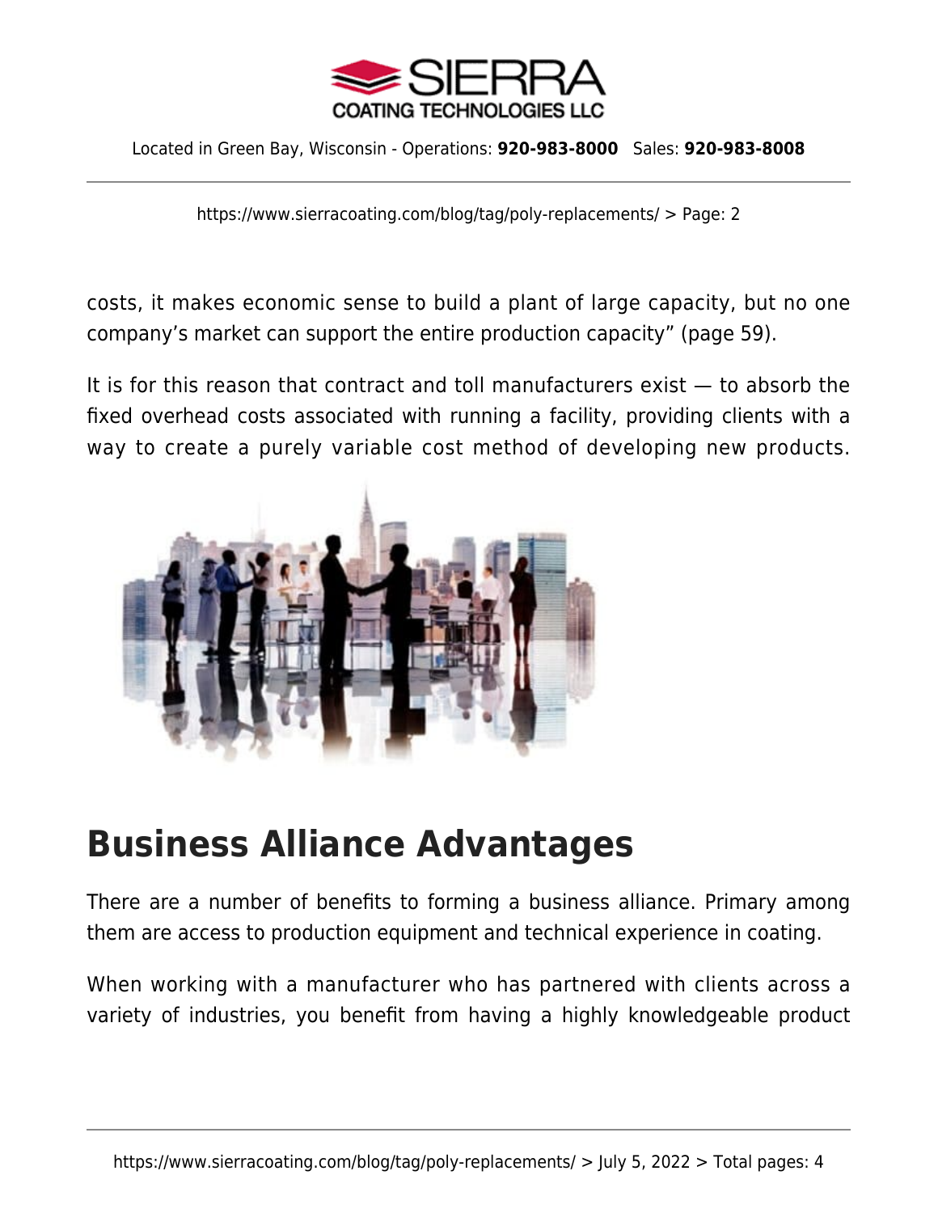costs, it makes economic sense to build a plant of large capacity, but no one company's market can support the entire production capacity" (page 59).

It is for this reason that contract and toll manufacturers exist — to absorb the fixed overhead costs associated with running a facility, providing clients with a way to create a purely variable cost method of developing new products.

## Business Alliance Advantages

There are a number of benefits to forming a business alliance. Primary among them are access to production equipment and technical experience in coating.

When working with a manufacturer who has partnered with clients across a variety of industries, you benefit from having a highly knowledgeable product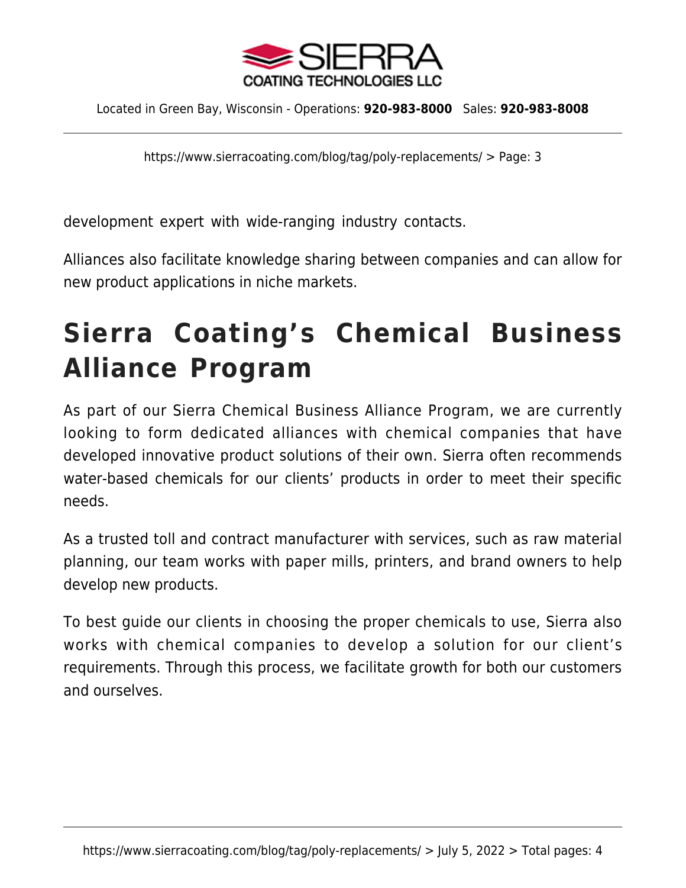development expert with wide-ranging industry contacts.

Alliances also facilitate knowledge sharing between companies and can allow for new product applications in niche markets.

## Sierra Coating's Chemical Business Alliance Program

As part of our Sierra Chemical Business Alliance Program, we are currently looking to form dedicated alliances with chemical companies that have developed innovative product solutions of their own. Sierra often recommends water-based chemicals for our clients' products in order to meet their specific needs.

As a trusted toll and contract manufacturer with services, such as raw material planning, our team works with paper mills, printers, and brand owners to help develop new products.

To best guide our clients in choosing the proper chemicals to use, Sierra also works with chemical companies to develop a solution for our client's requirements. Through this process, we facilitate growth for both our customers and ourselves.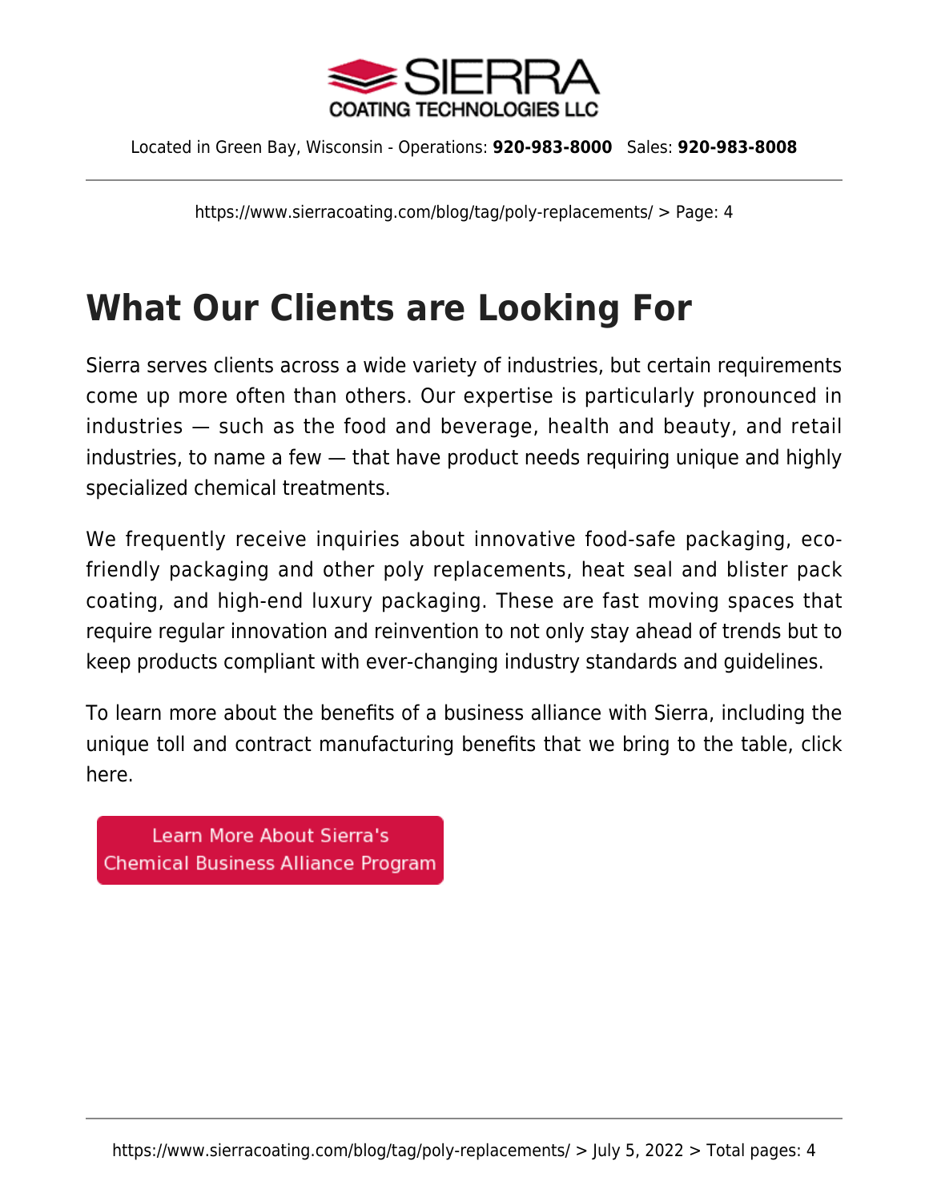# What Our Clients are Looking For

Sierra serves clients across a wide variety of industries, but certain requirements come up more often than others. Our expertise is particularly pronounced in industries — such as the food and beverage, health and beauty, and retail industries, to name a few — that have product needs requiring unique and highly specialized chemical treatments.

We frequently receive inquiries about innovative food-safe packaging, eco-friendly packaging and other poly replacements, heat seal and blister pack coating, and high-end luxury packaging. These are fast moving spaces that require regular innovation and reinvention to not only stay ahead of trends but to keep products compliant with ever-changing industry standards and guidelines.

To learn more about the benefits of a business alliance with Sierra, including the unique toll and contract manufacturing benefits that we bring to the table, click here.

Learn More About Sierra's Chemical Business Alliance Program